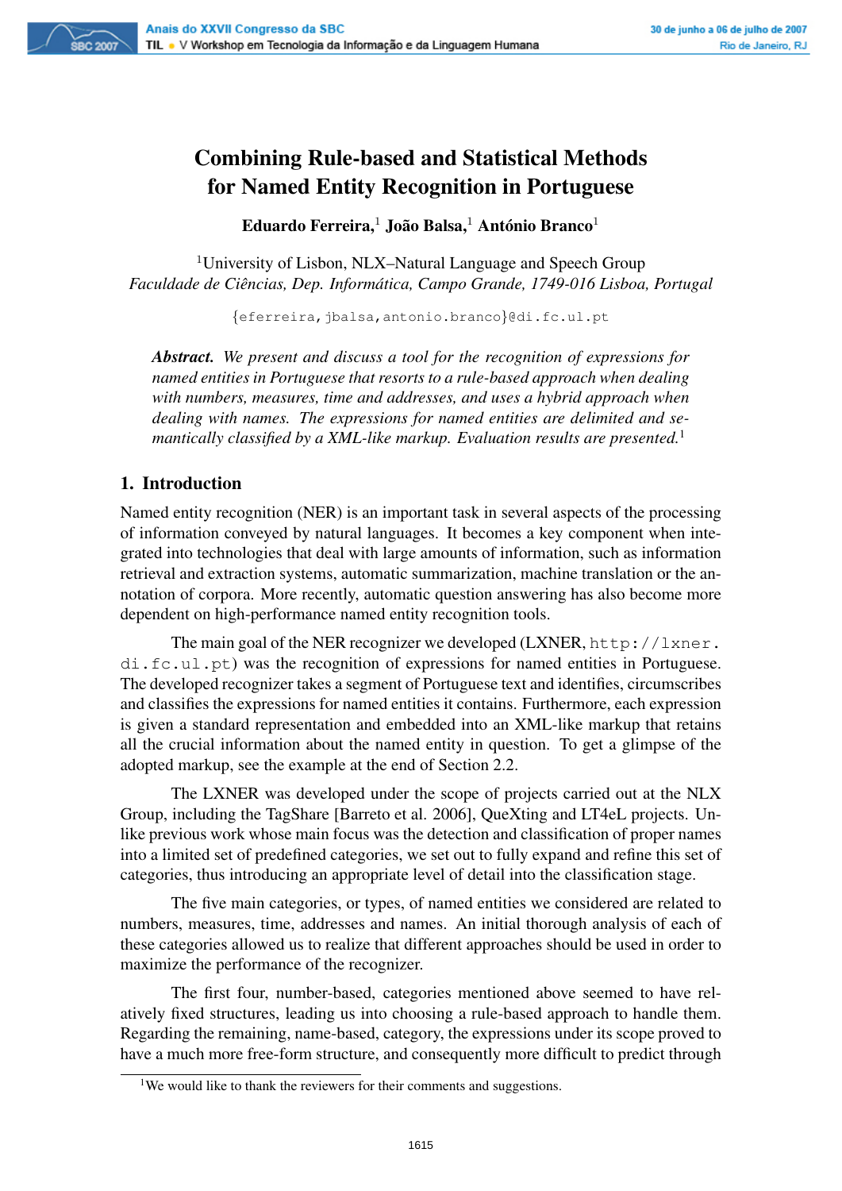# Combining Rule-based and Statistical Methods for Named Entity Recognition in Portuguese

**Eduardo Ferreira,[1] João Balsa,[1] António Branco[1]**

[1]University of Lisbon, NLX–Natural Language and Speech Group
*Faculdade de Ciências, Dep. Informática, Campo Grande, 1749-016 Lisboa, Portugal*

{eferreira,jbalsa,antonio.branco}@di.fc.ul.pt

***Abstract.*** *We present and discuss a tool for the recognition of expressions for named entities in Portuguese that resorts to a rule-based approach when dealing with numbers, measures, time and addresses, and uses a hybrid approach when dealing with names. The expressions for named entities are delimited and semantically classified by a XML-like markup. Evaluation results are presented.*[1]

## 1. Introduction

Named entity recognition (NER) is an important task in several aspects of the processing of information conveyed by natural languages. It becomes a key component when integrated into technologies that deal with large amounts of information, such as information retrieval and extraction systems, automatic summarization, machine translation or the annotation of corpora. More recently, automatic question answering has also become more dependent on high-performance named entity recognition tools.

The main goal of the NER recognizer we developed (LXNER, http://lxner.di.fc.ul.pt) was the recognition of expressions for named entities in Portuguese. The developed recognizer takes a segment of Portuguese text and identifies, circumscribes and classifies the expressions for named entities it contains. Furthermore, each expression is given a standard representation and embedded into an XML-like markup that retains all the crucial information about the named entity in question. To get a glimpse of the adopted markup, see the example at the end of Section 2.2.

The LXNER was developed under the scope of projects carried out at the NLX Group, including the TagShare [Barreto et al. 2006], QueXting and LT4eL projects. Unlike previous work whose main focus was the detection and classification of proper names into a limited set of predefined categories, we set out to fully expand and refine this set of categories, thus introducing an appropriate level of detail into the classification stage.

The five main categories, or types, of named entities we considered are related to numbers, measures, time, addresses and names. An initial thorough analysis of each of these categories allowed us to realize that different approaches should be used in order to maximize the performance of the recognizer.

The first four, number-based, categories mentioned above seemed to have relatively fixed structures, leading us into choosing a rule-based approach to handle them. Regarding the remaining, name-based, category, the expressions under its scope proved to have a much more free-form structure, and consequently more difficult to predict through

[1]We would like to thank the reviewers for their comments and suggestions.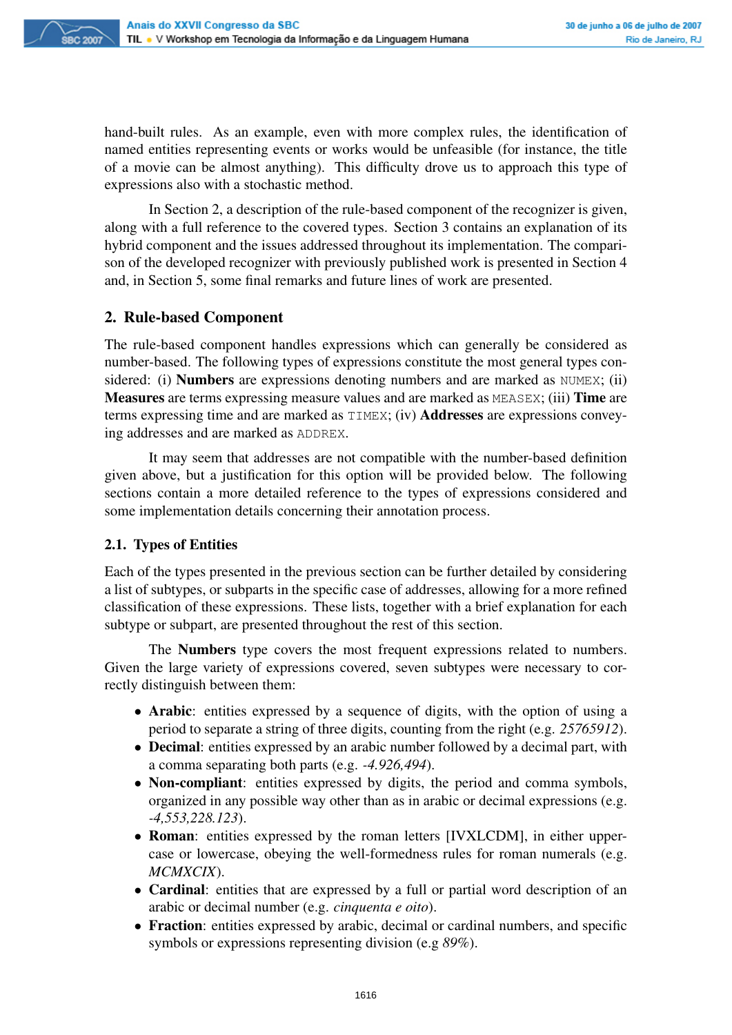hand-built rules. As an example, even with more complex rules, the identification of named entities representing events or works would be unfeasible (for instance, the title of a movie can be almost anything). This difficulty drove us to approach this type of expressions also with a stochastic method.

In Section 2, a description of the rule-based component of the recognizer is given, along with a full reference to the covered types. Section 3 contains an explanation of its hybrid component and the issues addressed throughout its implementation. The comparison of the developed recognizer with previously published work is presented in Section 4 and, in Section 5, some final remarks and future lines of work are presented.

## 2. Rule-based Component

The rule-based component handles expressions which can generally be considered as number-based. The following types of expressions constitute the most general types considered: (i) **Numbers** are expressions denoting numbers and are marked as `NUMEX`; (ii) **Measures** are terms expressing measure values and are marked as `MEASEX`; (iii) **Time** are terms expressing time and are marked as `TIMEX`; (iv) **Addresses** are expressions conveying addresses and are marked as `ADDREX`.

It may seem that addresses are not compatible with the number-based definition given above, but a justification for this option will be provided below. The following sections contain a more detailed reference to the types of expressions considered and some implementation details concerning their annotation process.

### 2.1. Types of Entities

Each of the types presented in the previous section can be further detailed by considering a list of subtypes, or subparts in the specific case of addresses, allowing for a more refined classification of these expressions. These lists, together with a brief explanation for each subtype or subpart, are presented throughout the rest of this section.

The **Numbers** type covers the most frequent expressions related to numbers. Given the large variety of expressions covered, seven subtypes were necessary to correctly distinguish between them:

- **Arabic**: entities expressed by a sequence of digits, with the option of using a period to separate a string of three digits, counting from the right (e.g. *25765912*).
- **Decimal**: entities expressed by an arabic number followed by a decimal part, with a comma separating both parts (e.g. *-4.926,494*).
- **Non-compliant**: entities expressed by digits, the period and comma symbols, organized in any possible way other than as in arabic or decimal expressions (e.g. *-4,553,228.123*).
- **Roman**: entities expressed by the roman letters [IVXLCDM], in either uppercase or lowercase, obeying the well-formedness rules for roman numerals (e.g. *MCMXCIX*).
- **Cardinal**: entities that are expressed by a full or partial word description of an arabic or decimal number (e.g. *cinquenta e oito*).
- **Fraction**: entities expressed by arabic, decimal or cardinal numbers, and specific symbols or expressions representing division (e.g *89%*).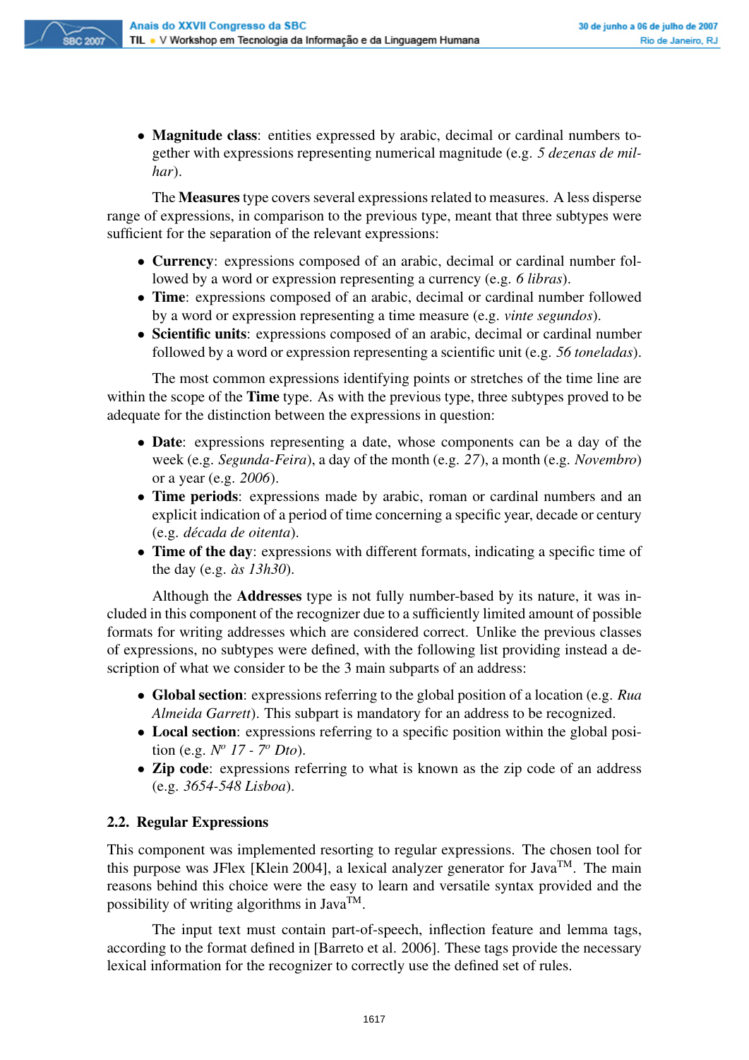- **Magnitude class**: entities expressed by arabic, decimal or cardinal numbers together with expressions representing numerical magnitude (e.g. *5 dezenas de milhar*).

The **Measures** type covers several expressions related to measures. A less disperse range of expressions, in comparison to the previous type, meant that three subtypes were sufficient for the separation of the relevant expressions:

- **Currency**: expressions composed of an arabic, decimal or cardinal number followed by a word or expression representing a currency (e.g. *6 libras*).
- **Time**: expressions composed of an arabic, decimal or cardinal number followed by a word or expression representing a time measure (e.g. *vinte segundos*).
- **Scientific units**: expressions composed of an arabic, decimal or cardinal number followed by a word or expression representing a scientific unit (e.g. *56 toneladas*).

The most common expressions identifying points or stretches of the time line are within the scope of the **Time** type. As with the previous type, three subtypes proved to be adequate for the distinction between the expressions in question:

- **Date**: expressions representing a date, whose components can be a day of the week (e.g. *Segunda-Feira*), a day of the month (e.g. *27*), a month (e.g. *Novembro*) or a year (e.g. *2006*).
- **Time periods**: expressions made by arabic, roman or cardinal numbers and an explicit indication of a period of time concerning a specific year, decade or century (e.g. *década de oitenta*).
- **Time of the day**: expressions with different formats, indicating a specific time of the day (e.g. *às 13h30*).

Although the **Addresses** type is not fully number-based by its nature, it was included in this component of the recognizer due to a sufficiently limited amount of possible formats for writing addresses which are considered correct. Unlike the previous classes of expressions, no subtypes were defined, with the following list providing instead a description of what we consider to be the 3 main subparts of an address:

- **Global section**: expressions referring to the global position of a location (e.g. *Rua Almeida Garrett*). This subpart is mandatory for an address to be recognized.
- **Local section**: expressions referring to a specific position within the global position (e.g. *Nº 17 - 7º Dto*).
- **Zip code**: expressions referring to what is known as the zip code of an address (e.g. *3654-548 Lisboa*).

### 2.2. Regular Expressions

This component was implemented resorting to regular expressions. The chosen tool for this purpose was JFlex [Klein 2004], a lexical analyzer generator for Java™. The main reasons behind this choice were the easy to learn and versatile syntax provided and the possibility of writing algorithms in Java™.

The input text must contain part-of-speech, inflection feature and lemma tags, according to the format defined in [Barreto et al. 2006]. These tags provide the necessary lexical information for the recognizer to correctly use the defined set of rules.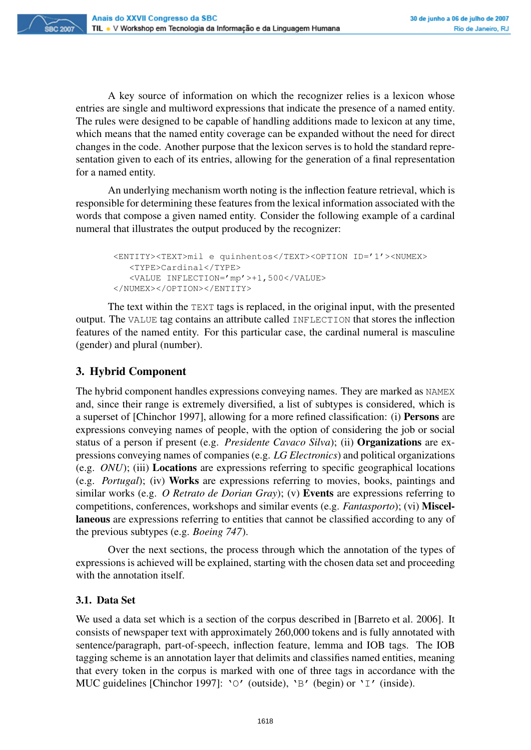A key source of information on which the recognizer relies is a lexicon whose entries are single and multiword expressions that indicate the presence of a named entity. The rules were designed to be capable of handling additions made to lexicon at any time, which means that the named entity coverage can be expanded without the need for direct changes in the code. Another purpose that the lexicon serves is to hold the standard representation given to each of its entries, allowing for the generation of a final representation for a named entity.

An underlying mechanism worth noting is the inflection feature retrieval, which is responsible for determining these features from the lexical information associated with the words that compose a given named entity. Consider the following example of a cardinal numeral that illustrates the output produced by the recognizer:

```
<ENTITY><TEXT>mil e quinhentos</TEXT><OPTION ID='1'><NUMEX>
   <TYPE>Cardinal</TYPE>
   <VALUE INFLECTION='mp'>+1,500</VALUE>
</NUMEX></OPTION></ENTITY>
```

The text within the `TEXT` tags is replaced, in the original input, with the presented output. The `VALUE` tag contains an attribute called `INFLECTION` that stores the inflection features of the named entity. For this particular case, the cardinal numeral is masculine (gender) and plural (number).

## 3. Hybrid Component

The hybrid component handles expressions conveying names. They are marked as `NAMEX` and, since their range is extremely diversified, a list of subtypes is considered, which is a superset of [Chinchor 1997], allowing for a more refined classification: (i) **Persons** are expressions conveying names of people, with the option of considering the job or social status of a person if present (e.g. *Presidente Cavaco Silva*); (ii) **Organizations** are expressions conveying names of companies (e.g. *LG Electronics*) and political organizations (e.g. *ONU*); (iii) **Locations** are expressions referring to specific geographical locations (e.g. *Portugal*); (iv) **Works** are expressions referring to movies, books, paintings and similar works (e.g. *O Retrato de Dorian Gray*); (v) **Events** are expressions referring to competitions, conferences, workshops and similar events (e.g. *Fantasporto*); (vi) **Miscellaneous** are expressions referring to entities that cannot be classified according to any of the previous subtypes (e.g. *Boeing 747*).

Over the next sections, the process through which the annotation of the types of expressions is achieved will be explained, starting with the chosen data set and proceeding with the annotation itself.

### 3.1. Data Set

We used a data set which is a section of the corpus described in [Barreto et al. 2006]. It consists of newspaper text with approximately 260,000 tokens and is fully annotated with sentence/paragraph, part-of-speech, inflection feature, lemma and IOB tags. The IOB tagging scheme is an annotation layer that delimits and classifies named entities, meaning that every token in the corpus is marked with one of three tags in accordance with the MUC guidelines [Chinchor 1997]: `'O'` (outside), `'B'` (begin) or `'I'` (inside).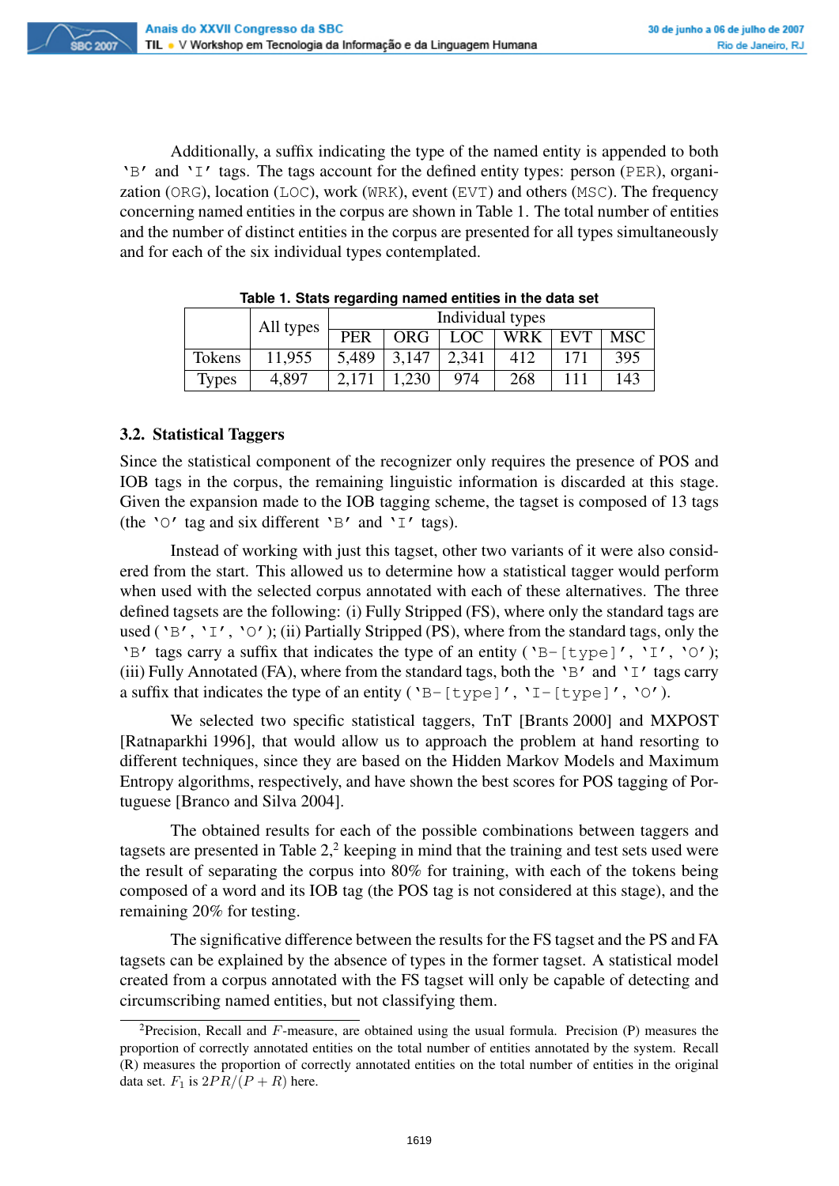Additionally, a suffix indicating the type of the named entity is appended to both `'B'` and `'I'` tags. The tags account for the defined entity types: person (`PER`), organization (`ORG`), location (`LOC`), work (`WRK`), event (`EVT`) and others (`MSC`). The frequency concerning named entities in the corpus are shown in Table 1. The total number of entities and the number of distinct entities in the corpus are presented for all types simultaneously and for each of the six individual types contemplated.

**Table 1. Stats regarding named entities in the data set**

| | All types | Individual types | | | | | |
|---|---|---|---|---|---|---|---|
| | | PER | ORG | LOC | WRK | EVT | MSC |
| Tokens | 11,955 | 5,489 | 3,147 | 2,341 | 412 | 171 | 395 |
| Types | 4,897 | 2,171 | 1,230 | 974 | 268 | 111 | 143 |

### 3.2. Statistical Taggers

Since the statistical component of the recognizer only requires the presence of POS and IOB tags in the corpus, the remaining linguistic information is discarded at this stage. Given the expansion made to the IOB tagging scheme, the tagset is composed of 13 tags (the `'O'` tag and six different `'B'` and `'I'` tags).

Instead of working with just this tagset, other two variants of it were also considered from the start. This allowed us to determine how a statistical tagger would perform when used with the selected corpus annotated with each of these alternatives. The three defined tagsets are the following: (i) Fully Stripped (FS), where only the standard tags are used (`'B'`, `'I'`, `'O'`); (ii) Partially Stripped (PS), where from the standard tags, only the `'B'` tags carry a suffix that indicates the type of an entity (`'B-[type]'`, `'I'`, `'O'`); (iii) Fully Annotated (FA), where from the standard tags, both the `'B'` and `'I'` tags carry a suffix that indicates the type of an entity (`'B-[type]'`, `'I-[type]'`, `'O'`).

We selected two specific statistical taggers, TnT [Brants 2000] and MXPOST [Ratnaparkhi 1996], that would allow us to approach the problem at hand resorting to different techniques, since they are based on the Hidden Markov Models and Maximum Entropy algorithms, respectively, and have shown the best scores for POS tagging of Portuguese [Branco and Silva 2004].

The obtained results for each of the possible combinations between taggers and tagsets are presented in Table 2,[2] keeping in mind that the training and test sets used were the result of separating the corpus into 80% for training, with each of the tokens being composed of a word and its IOB tag (the POS tag is not considered at this stage), and the remaining 20% for testing.

The significative difference between the results for the FS tagset and the PS and FA tagsets can be explained by the absence of types in the former tagset. A statistical model created from a corpus annotated with the FS tagset will only be capable of detecting and circumscribing named entities, but not classifying them.

[2]Precision, Recall and $F$-measure, are obtained using the usual formula. Precision (P) measures the proportion of correctly annotated entities on the total number of entities annotated by the system. Recall (R) measures the proportion of correctly annotated entities on the total number of entities in the original data set. $F_1$ is $2PR/(P + R)$ here.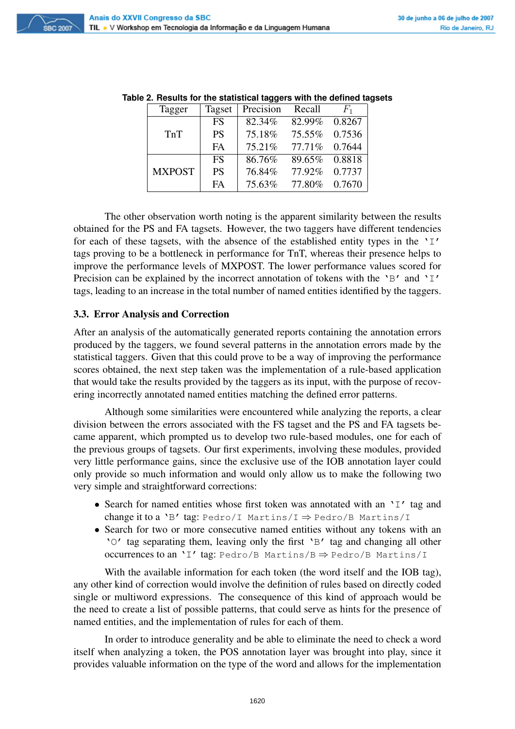Table 2. Results for the statistical taggers with the defined tagsets

| Tagger | Tagset | Precision | Recall | $F_1$ |
|---|---|---|---|---|
| TnT | FS | 82.34% | 82.99% | 0.8267 |
| | PS | 75.18% | 75.55% | 0.7536 |
| | FA | 75.21% | 77.71% | 0.7644 |
| MXPOST | FS | 86.76% | 89.65% | 0.8818 |
| | PS | 76.84% | 77.92% | 0.7737 |
| | FA | 75.63% | 77.80% | 0.7670 |

The other observation worth noting is the apparent similarity between the results obtained for the PS and FA tagsets. However, the two taggers have different tendencies for each of these tagsets, with the absence of the established entity types in the `'I'` tags proving to be a bottleneck in performance for TnT, whereas their presence helps to improve the performance levels of MXPOST. The lower performance values scored for Precision can be explained by the incorrect annotation of tokens with the `'B'` and `'I'` tags, leading to an increase in the total number of named entities identified by the taggers.

### 3.3. Error Analysis and Correction

After an analysis of the automatically generated reports containing the annotation errors produced by the taggers, we found several patterns in the annotation errors made by the statistical taggers. Given that this could prove to be a way of improving the performance scores obtained, the next step taken was the implementation of a rule-based application that would take the results provided by the taggers as its input, with the purpose of recovering incorrectly annotated named entities matching the defined error patterns.

Although some similarities were encountered while analyzing the reports, a clear division between the errors associated with the FS tagset and the PS and FA tagsets became apparent, which prompted us to develop two rule-based modules, one for each of the previous groups of tagsets. Our first experiments, involving these modules, provided very little performance gains, since the exclusive use of the IOB annotation layer could only provide so much information and would only allow us to make the following two very simple and straightforward corrections:

- Search for named entities whose first token was annotated with an `'I'` tag and change it to a `'B'` tag: `Pedro/I Martins/I` ⇒ `Pedro/B Martins/I`
- Search for two or more consecutive named entities without any tokens with an `'O'` tag separating them, leaving only the first `'B'` tag and changing all other occurrences to an `'I'` tag: `Pedro/B Martins/B` ⇒ `Pedro/B Martins/I`

With the available information for each token (the word itself and the IOB tag), any other kind of correction would involve the definition of rules based on directly coded single or multiword expressions. The consequence of this kind of approach would be the need to create a list of possible patterns, that could serve as hints for the presence of named entities, and the implementation of rules for each of them.

In order to introduce generality and be able to eliminate the need to check a word itself when analyzing a token, the POS annotation layer was brought into play, since it provides valuable information on the type of the word and allows for the implementation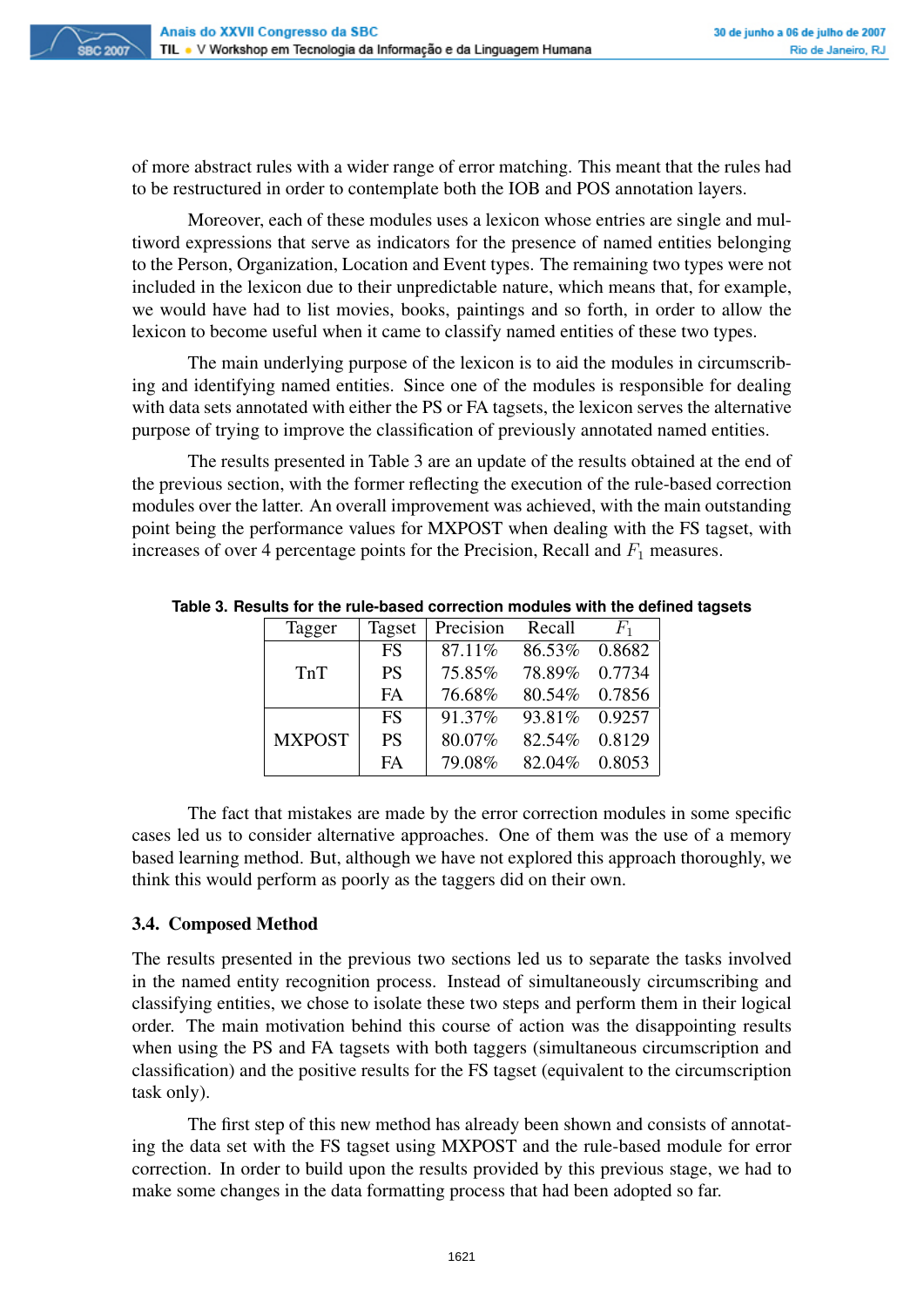of more abstract rules with a wider range of error matching. This meant that the rules had to be restructured in order to contemplate both the IOB and POS annotation layers.

Moreover, each of these modules uses a lexicon whose entries are single and multiword expressions that serve as indicators for the presence of named entities belonging to the Person, Organization, Location and Event types. The remaining two types were not included in the lexicon due to their unpredictable nature, which means that, for example, we would have had to list movies, books, paintings and so forth, in order to allow the lexicon to become useful when it came to classify named entities of these two types.

The main underlying purpose of the lexicon is to aid the modules in circumscribing and identifying named entities. Since one of the modules is responsible for dealing with data sets annotated with either the PS or FA tagsets, the lexicon serves the alternative purpose of trying to improve the classification of previously annotated named entities.

The results presented in Table 3 are an update of the results obtained at the end of the previous section, with the former reflecting the execution of the rule-based correction modules over the latter. An overall improvement was achieved, with the main outstanding point being the performance values for MXPOST when dealing with the FS tagset, with increases of over 4 percentage points for the Precision, Recall and $F_1$ measures.

**Table 3. Results for the rule-based correction modules with the defined tagsets**

| Tagger | Tagset | Precision | Recall | $F_1$ |
|---|---|---|---|---|
| TnT | FS | 87.11% | 86.53% | 0.8682 |
| | PS | 75.85% | 78.89% | 0.7734 |
| | FA | 76.68% | 80.54% | 0.7856 |
| MXPOST | FS | 91.37% | 93.81% | 0.9257 |
| | PS | 80.07% | 82.54% | 0.8129 |
| | FA | 79.08% | 82.04% | 0.8053 |

The fact that mistakes are made by the error correction modules in some specific cases led us to consider alternative approaches. One of them was the use of a memory based learning method. But, although we have not explored this approach thoroughly, we think this would perform as poorly as the taggers did on their own.

### 3.4. Composed Method

The results presented in the previous two sections led us to separate the tasks involved in the named entity recognition process. Instead of simultaneously circumscribing and classifying entities, we chose to isolate these two steps and perform them in their logical order. The main motivation behind this course of action was the disappointing results when using the PS and FA tagsets with both taggers (simultaneous circumscription and classification) and the positive results for the FS tagset (equivalent to the circumscription task only).

The first step of this new method has already been shown and consists of annotating the data set with the FS tagset using MXPOST and the rule-based module for error correction. In order to build upon the results provided by this previous stage, we had to make some changes in the data formatting process that had been adopted so far.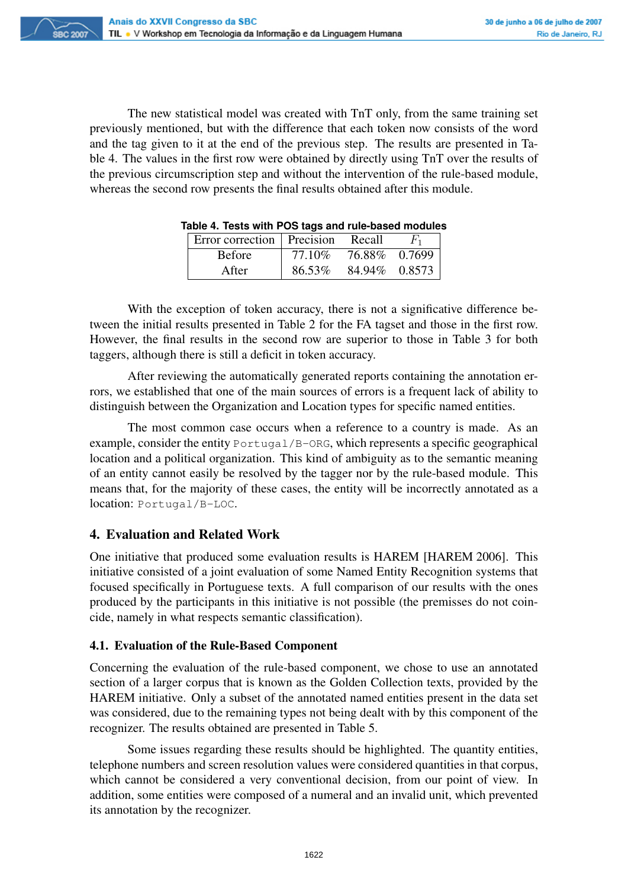The new statistical model was created with TnT only, from the same training set previously mentioned, but with the difference that each token now consists of the word and the tag given to it at the end of the previous step. The results are presented in Table 4. The values in the first row were obtained by directly using TnT over the results of the previous circumscription step and without the intervention of the rule-based module, whereas the second row presents the final results obtained after this module.

**Table 4. Tests with POS tags and rule-based modules**

| Error correction | Precision | Recall | $F_1$ |
|---|---|---|---|
| Before | 77.10% | 76.88% | 0.7699 |
| After | 86.53% | 84.94% | 0.8573 |

With the exception of token accuracy, there is not a significative difference between the initial results presented in Table 2 for the FA tagset and those in the first row. However, the final results in the second row are superior to those in Table 3 for both taggers, although there is still a deficit in token accuracy.

After reviewing the automatically generated reports containing the annotation errors, we established that one of the main sources of errors is a frequent lack of ability to distinguish between the Organization and Location types for specific named entities.

The most common case occurs when a reference to a country is made. As an example, consider the entity `Portugal/B-ORG`, which represents a specific geographical location and a political organization. This kind of ambiguity as to the semantic meaning of an entity cannot easily be resolved by the tagger nor by the rule-based module. This means that, for the majority of these cases, the entity will be incorrectly annotated as a location: `Portugal/B-LOC`.

## 4. Evaluation and Related Work

One initiative that produced some evaluation results is HAREM [HAREM 2006]. This initiative consisted of a joint evaluation of some Named Entity Recognition systems that focused specifically in Portuguese texts. A full comparison of our results with the ones produced by the participants in this initiative is not possible (the premisses do not coincide, namely in what respects semantic classification).

### 4.1. Evaluation of the Rule-Based Component

Concerning the evaluation of the rule-based component, we chose to use an annotated section of a larger corpus that is known as the Golden Collection texts, provided by the HAREM initiative. Only a subset of the annotated named entities present in the data set was considered, due to the remaining types not being dealt with by this component of the recognizer. The results obtained are presented in Table 5.

Some issues regarding these results should be highlighted. The quantity entities, telephone numbers and screen resolution values were considered quantities in that corpus, which cannot be considered a very conventional decision, from our point of view. In addition, some entities were composed of a numeral and an invalid unit, which prevented its annotation by the recognizer.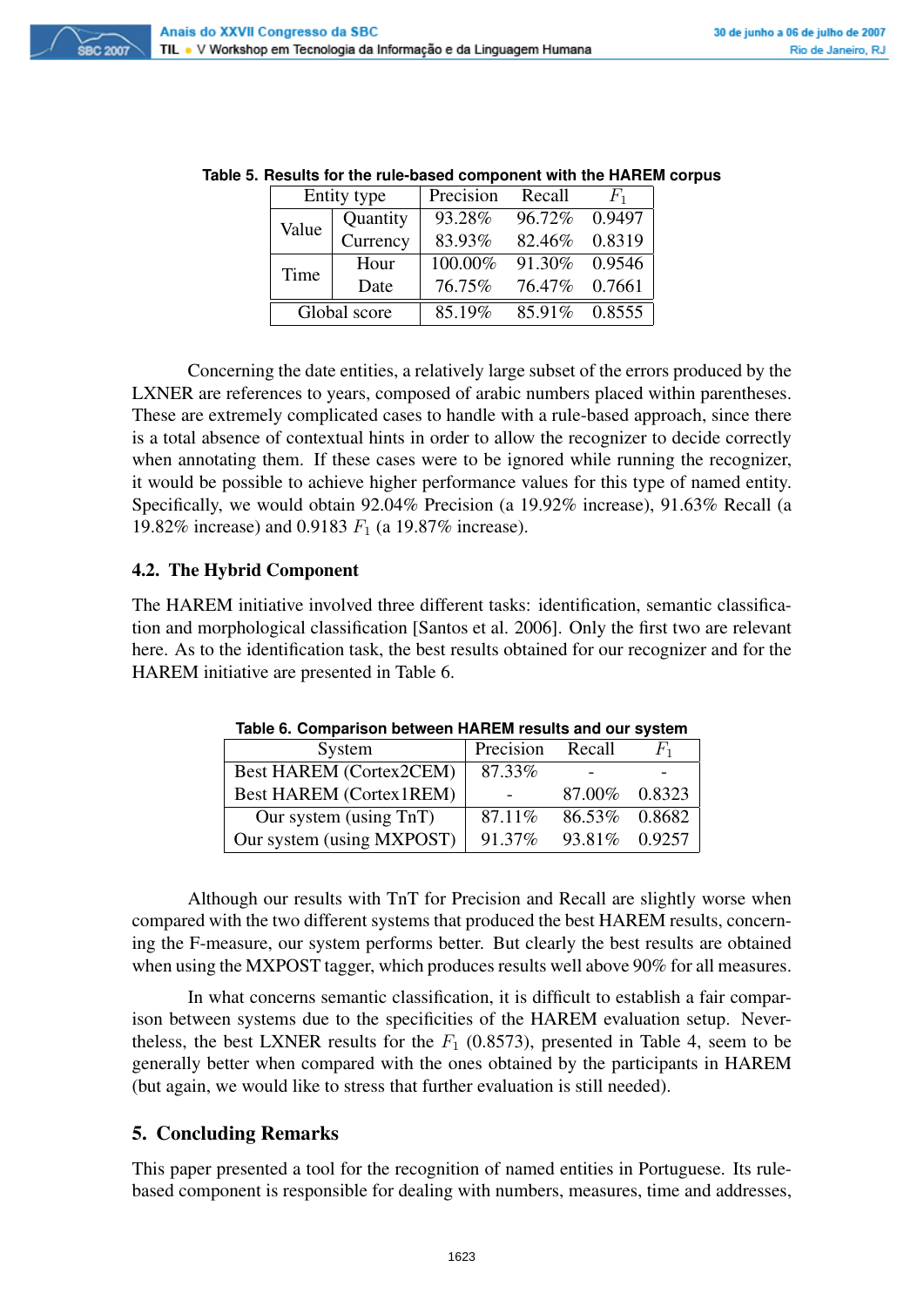**Table 5. Results for the rule-based component with the HAREM corpus**

| Entity type | | Precision | Recall | $F_1$ |
|---|---|---|---|---|
| Value | Quantity | 93.28% | 96.72% | 0.9497 |
| | Currency | 83.93% | 82.46% | 0.8319 |
| Time | Hour | 100.00% | 91.30% | 0.9546 |
| | Date | 76.75% | 76.47% | 0.7661 |
| Global score | | 85.19% | 85.91% | 0.8555 |

Concerning the date entities, a relatively large subset of the errors produced by the LXNER are references to years, composed of arabic numbers placed within parentheses. These are extremely complicated cases to handle with a rule-based approach, since there is a total absence of contextual hints in order to allow the recognizer to decide correctly when annotating them. If these cases were to be ignored while running the recognizer, it would be possible to achieve higher performance values for this type of named entity. Specifically, we would obtain 92.04% Precision (a 19.92% increase), 91.63% Recall (a 19.82% increase) and 0.9183 $F_1$ (a 19.87% increase).

### 4.2. The Hybrid Component

The HAREM initiative involved three different tasks: identification, semantic classification and morphological classification [Santos et al. 2006]. Only the first two are relevant here. As to the identification task, the best results obtained for our recognizer and for the HAREM initiative are presented in Table 6.

**Table 6. Comparison between HAREM results and our system**

| System | Precision | Recall | $F_1$ |
|---|---|---|---|
| Best HAREM (Cortex2CEM) | 87.33% | - | - |
| Best HAREM (Cortex1REM) | - | 87.00% | 0.8323 |
| Our system (using TnT) | 87.11% | 86.53% | 0.8682 |
| Our system (using MXPOST) | 91.37% | 93.81% | 0.9257 |

Although our results with TnT for Precision and Recall are slightly worse when compared with the two different systems that produced the best HAREM results, concerning the F-measure, our system performs better. But clearly the best results are obtained when using the MXPOST tagger, which produces results well above 90% for all measures.

In what concerns semantic classification, it is difficult to establish a fair comparison between systems due to the specificities of the HAREM evaluation setup. Nevertheless, the best LXNER results for the $F_1$ (0.8573), presented in Table 4, seem to be generally better when compared with the ones obtained by the participants in HAREM (but again, we would like to stress that further evaluation is still needed).

## 5. Concluding Remarks

This paper presented a tool for the recognition of named entities in Portuguese. Its rule-based component is responsible for dealing with numbers, measures, time and addresses,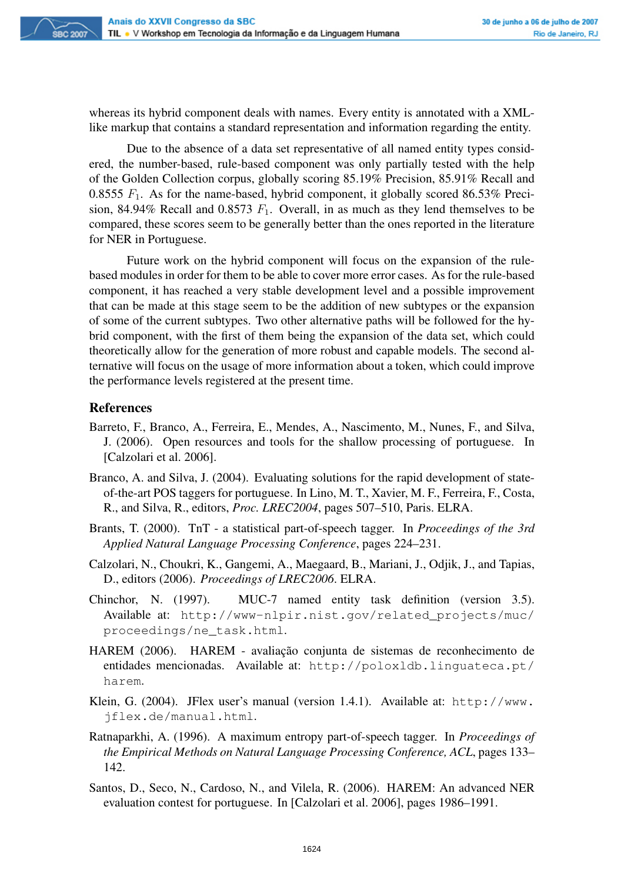whereas its hybrid component deals with names. Every entity is annotated with a XML-like markup that contains a standard representation and information regarding the entity.

Due to the absence of a data set representative of all named entity types considered, the number-based, rule-based component was only partially tested with the help of the Golden Collection corpus, globally scoring 85.19% Precision, 85.91% Recall and 0.8555 $F_1$. As for the name-based, hybrid component, it globally scored 86.53% Precision, 84.94% Recall and 0.8573 $F_1$. Overall, in as much as they lend themselves to be compared, these scores seem to be generally better than the ones reported in the literature for NER in Portuguese.

Future work on the hybrid component will focus on the expansion of the rule-based modules in order for them to be able to cover more error cases. As for the rule-based component, it has reached a very stable development level and a possible improvement that can be made at this stage seem to be the addition of new subtypes or the expansion of some of the current subtypes. Two other alternative paths will be followed for the hybrid component, with the first of them being the expansion of the data set, which could theoretically allow for the generation of more robust and capable models. The second alternative will focus on the usage of more information about a token, which could improve the performance levels registered at the present time.

## References

Barreto, F., Branco, A., Ferreira, E., Mendes, A., Nascimento, M., Nunes, F., and Silva, J. (2006). Open resources and tools for the shallow processing of portuguese. In [Calzolari et al. 2006].

Branco, A. and Silva, J. (2004). Evaluating solutions for the rapid development of state-of-the-art POS taggers for portuguese. In Lino, M. T., Xavier, M. F., Ferreira, F., Costa, R., and Silva, R., editors, *Proc. LREC2004*, pages 507–510, Paris. ELRA.

Brants, T. (2000). TnT - a statistical part-of-speech tagger. In *Proceedings of the 3rd Applied Natural Language Processing Conference*, pages 224–231.

Calzolari, N., Choukri, K., Gangemi, A., Maegaard, B., Mariani, J., Odjik, J., and Tapias, D., editors (2006). *Proceedings of LREC2006*. ELRA.

Chinchor, N. (1997). MUC-7 named entity task definition (version 3.5). Available at: `http://www-nlpir.nist.gov/related_projects/muc/proceedings/ne_task.html`.

HAREM (2006). HAREM - avaliação conjunta de sistemas de reconhecimento de entidades mencionadas. Available at: `http://poloxldb.linguateca.pt/harem`.

Klein, G. (2004). JFlex user's manual (version 1.4.1). Available at: `http://www.jflex.de/manual.html`.

Ratnaparkhi, A. (1996). A maximum entropy part-of-speech tagger. In *Proceedings of the Empirical Methods on Natural Language Processing Conference, ACL*, pages 133–142.

Santos, D., Seco, N., Cardoso, N., and Vilela, R. (2006). HAREM: An advanced NER evaluation contest for portuguese. In [Calzolari et al. 2006], pages 1986–1991.